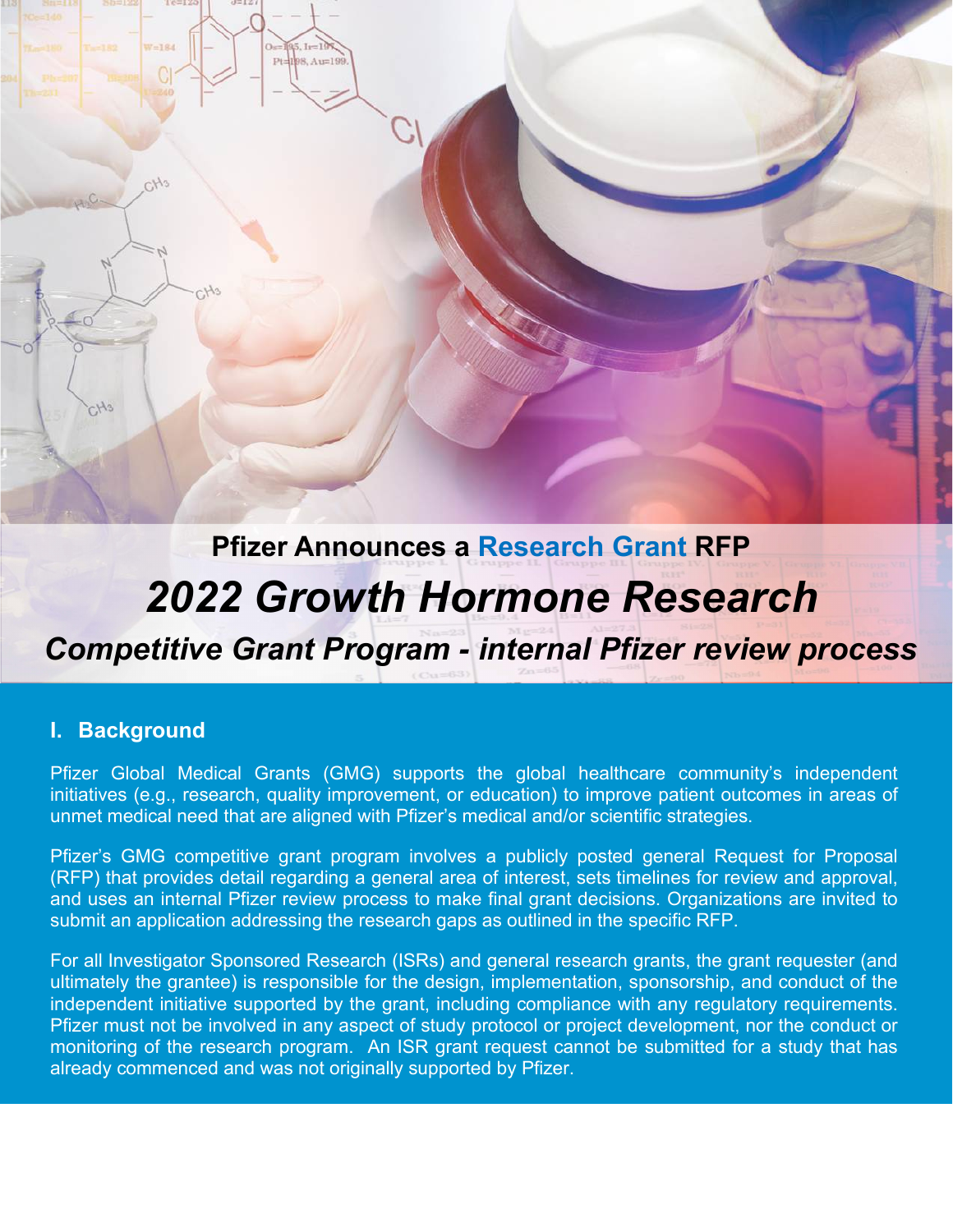# Pfizer Announces a Research Grant RFP

# *2022 Growth Hormone Research*

## *Competitive Grant Program - internal Pfizer review process*

## I. Background

Pfizer Global Medical Grants (GMG) supports the global healthcare community's independent initiatives (e.g., research, quality improvement, or education) to improve patient outcomes in areas of unmet medical need that are aligned with Pfizer's medical and/or scientific strategies.

Pfizer's GMG competitive grant program involves a publicly posted general Request for Proposal (RFP) that provides detail regarding a general area of interest, sets timelines for review and approval, and uses an internal Pfizer review process to make final grant decisions. Organizations are invited to submit an application addressing the research gaps as outlined in the specific RFP.

For all Investigator Sponsored Research (ISRs) and general research grants, the grant requester (and ultimately the grantee) is responsible for the design, implementation, sponsorship, and conduct of the independent initiative supported by the grant, including compliance with any regulatory requirements. Pfizer must not be involved in any aspect of study protocol or project development, nor the conduct or monitoring of the research program. An ISR grant request cannot be submitted for a study that has already commenced and was not originally supported by Pfizer.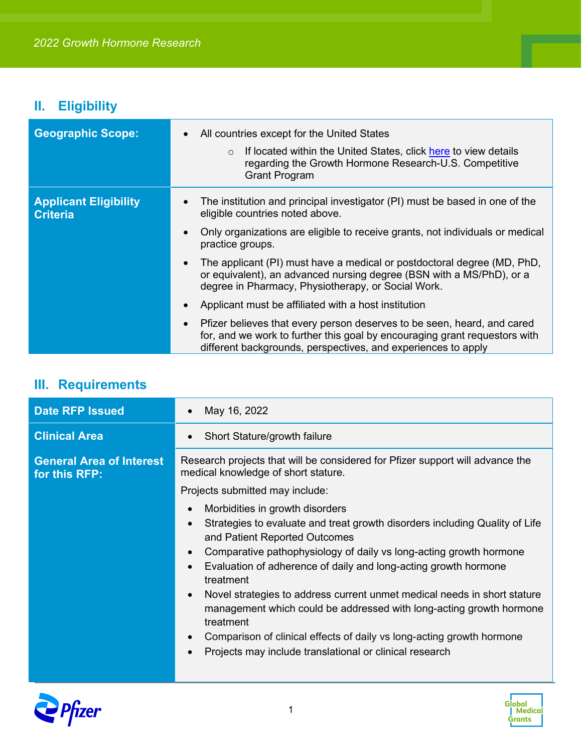## II. Eligibility

| | |
|---|---|
| **Geographic Scope:** | • All countries except for the United States<br>  ○ If located within the United States, click here to view details regarding the Growth Hormone Research-U.S. Competitive Grant Program |
| **Applicant Eligibility Criteria** | • The institution and principal investigator (PI) must be based in one of the eligible countries noted above.<br>• Only organizations are eligible to receive grants, not individuals or medical practice groups.<br>• The applicant (PI) must have a medical or postdoctoral degree (MD, PhD, or equivalent), an advanced nursing degree (BSN with a MS/PhD), or a degree in Pharmacy, Physiotherapy, or Social Work.<br>• Applicant must be affiliated with a host institution<br>• Pfizer believes that every person deserves to be seen, heard, and cared for, and we work to further this goal by encouraging grant requestors with different backgrounds, perspectives, and experiences to apply |

## III. Requirements

| | |
|---|---|
| **Date RFP Issued** | • May 16, 2022 |
| **Clinical Area** | • Short Stature/growth failure |
| **General Area of Interest for this RFP:** | Research projects that will be considered for Pfizer support will advance the medical knowledge of short stature.<br>Projects submitted may include:<br>• Morbidities in growth disorders<br>• Strategies to evaluate and treat growth disorders including Quality of Life and Patient Reported Outcomes<br>• Comparative pathophysiology of daily vs long-acting growth hormone<br>• Evaluation of adherence of daily and long-acting growth hormone treatment<br>• Novel strategies to address current unmet medical needs in short stature management which could be addressed with long-acting growth hormone treatment<br>• Comparison of clinical effects of daily vs long-acting growth hormone<br>• Projects may include translational or clinical research |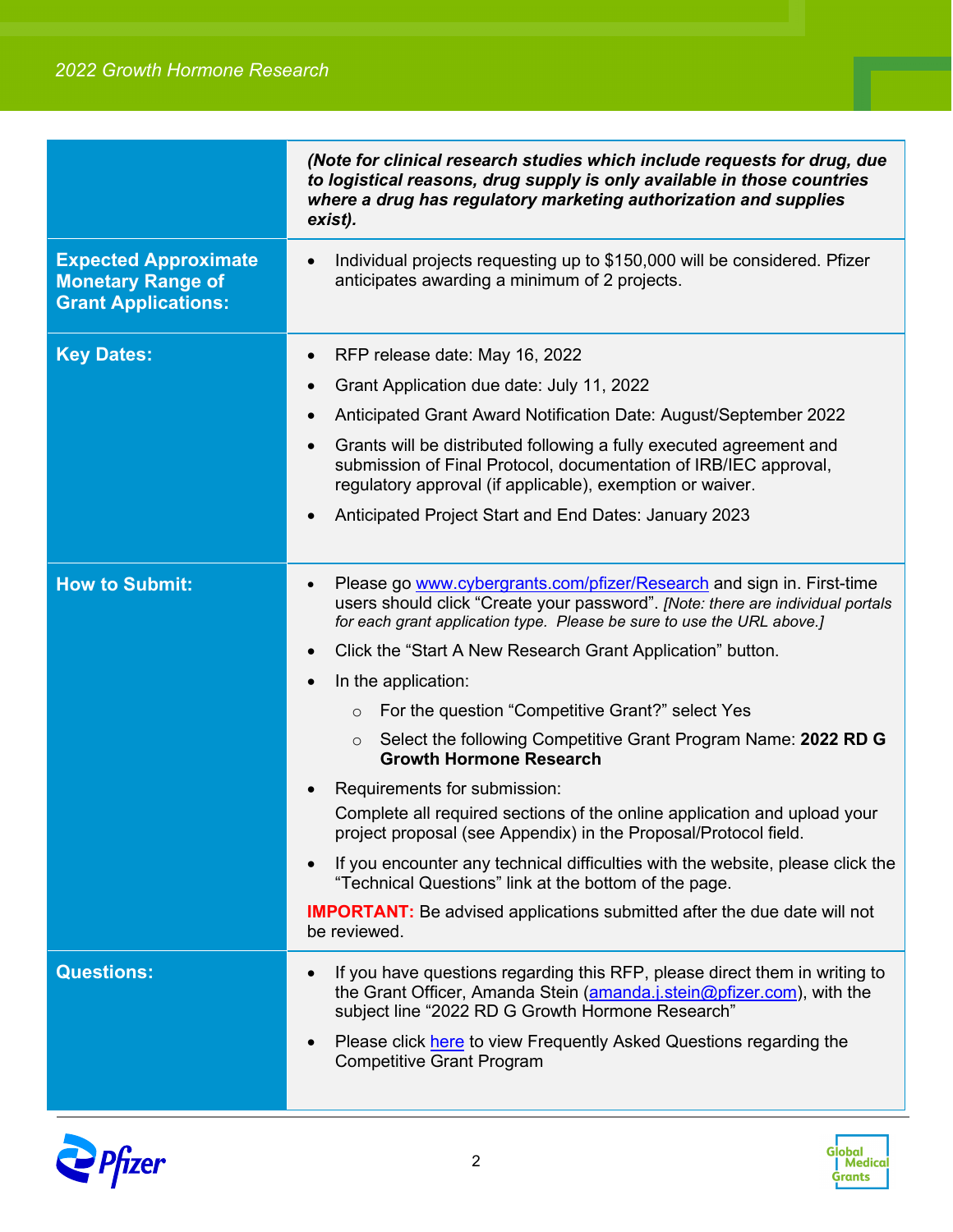| | |
|---|---|
| | ***(Note for clinical research studies which include requests for drug, due to logistical reasons, drug supply is only available in those countries where a drug has regulatory marketing authorization and supplies exist).*** |
| **Expected Approximate Monetary Range of Grant Applications:** | • Individual projects requesting up to $150,000 will be considered. Pfizer anticipates awarding a minimum of 2 projects. |
| **Key Dates:** | • RFP release date: May 16, 2022<br>• Grant Application due date: July 11, 2022<br>• Anticipated Grant Award Notification Date: August/September 2022<br>• Grants will be distributed following a fully executed agreement and submission of Final Protocol, documentation of IRB/IEC approval, regulatory approval (if applicable), exemption or waiver.<br>• Anticipated Project Start and End Dates: January 2023 |
| **How to Submit:** | • Please go www.cybergrants.com/pfizer/Research and sign in. First-time users should click “Create your password”. *[Note: there are individual portals for each grant application type. Please be sure to use the URL above.]*<br>• Click the “Start A New Research Grant Application” button.<br>• In the application:<br>&nbsp;&nbsp;&nbsp;&nbsp;○ For the question “Competitive Grant?” select Yes<br>&nbsp;&nbsp;&nbsp;&nbsp;○ Select the following Competitive Grant Program Name: **2022 RD G Growth Hormone Research**<br>• Requirements for submission:<br>Complete all required sections of the online application and upload your project proposal (see Appendix) in the Proposal/Protocol field.<br>• If you encounter any technical difficulties with the website, please click the “Technical Questions” link at the bottom of the page.<br>**IMPORTANT:** Be advised applications submitted after the due date will not be reviewed. |
| **Questions:** | • If you have questions regarding this RFP, please direct them in writing to the Grant Officer, Amanda Stein (amanda.j.stein@pfizer.com), with the subject line “2022 RD G Growth Hormone Research”<br>• Please click here to view Frequently Asked Questions regarding the Competitive Grant Program |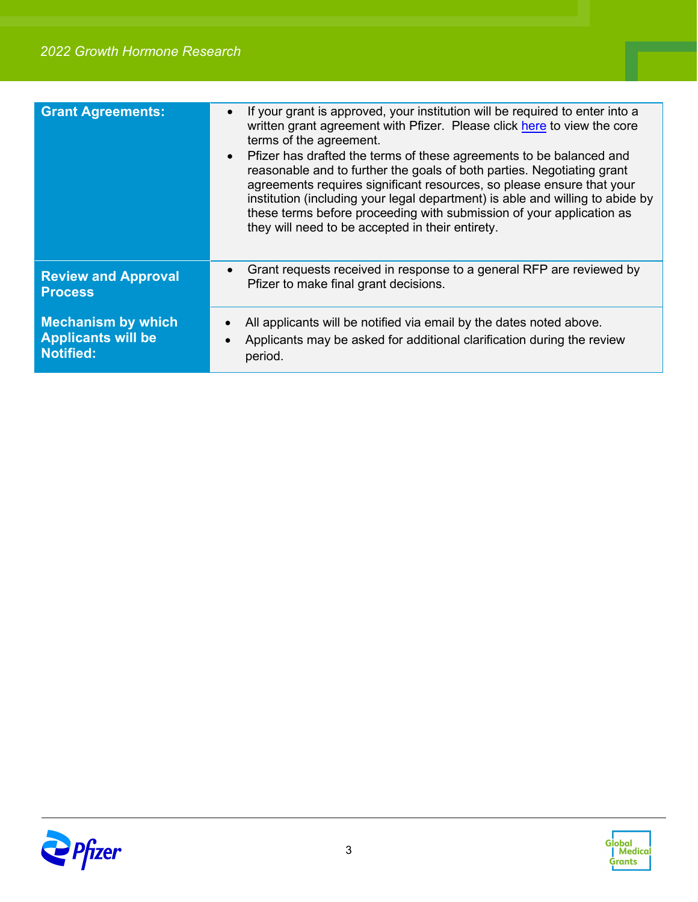| | |
|---|---|
| **Grant Agreements:** | • If your grant is approved, your institution will be required to enter into a written grant agreement with Pfizer. Please click here to view the core terms of the agreement.<br>• Pfizer has drafted the terms of these agreements to be balanced and reasonable and to further the goals of both parties. Negotiating grant agreements requires significant resources, so please ensure that your institution (including your legal department) is able and willing to abide by these terms before proceeding with submission of your application as they will need to be accepted in their entirety. |
| **Review and Approval Process** | • Grant requests received in response to a general RFP are reviewed by Pfizer to make final grant decisions. |
| **Mechanism by which Applicants will be Notified:** | • All applicants will be notified via email by the dates noted above.<br>• Applicants may be asked for additional clarification during the review period. |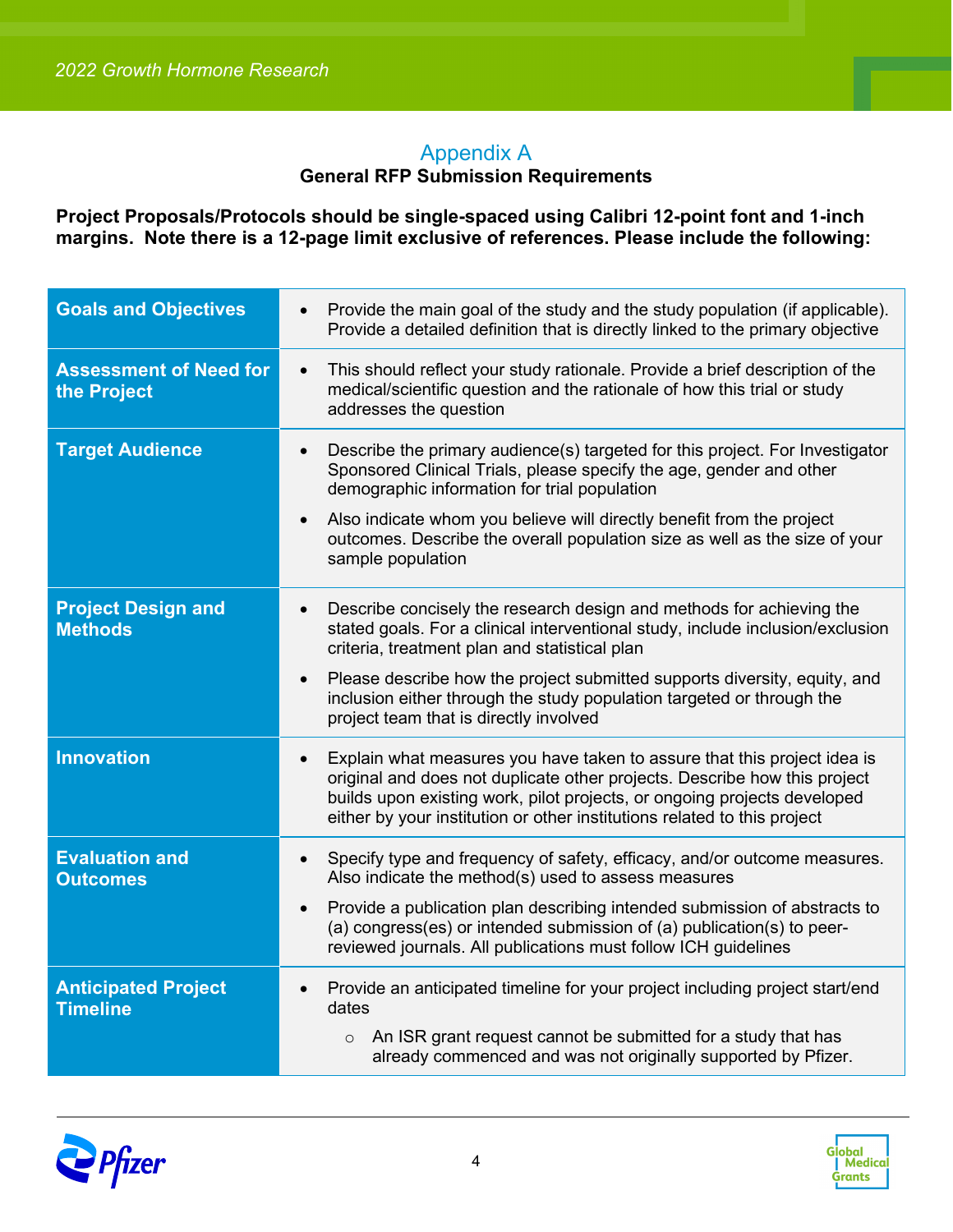## Appendix A

### General RFP Submission Requirements

**Project Proposals/Protocols should be single-spaced using Calibri 12-point font and 1-inch margins. Note there is a 12-page limit exclusive of references. Please include the following:**

| | |
|---|---|
| **Goals and Objectives** | • Provide the main goal of the study and the study population (if applicable). Provide a detailed definition that is directly linked to the primary objective |
| **Assessment of Need for the Project** | • This should reflect your study rationale. Provide a brief description of the medical/scientific question and the rationale of how this trial or study addresses the question |
| **Target Audience** | • Describe the primary audience(s) targeted for this project. For Investigator Sponsored Clinical Trials, please specify the age, gender and other demographic information for trial population<br>• Also indicate whom you believe will directly benefit from the project outcomes. Describe the overall population size as well as the size of your sample population |
| **Project Design and Methods** | • Describe concisely the research design and methods for achieving the stated goals. For a clinical interventional study, include inclusion/exclusion criteria, treatment plan and statistical plan<br>• Please describe how the project submitted supports diversity, equity, and inclusion either through the study population targeted or through the project team that is directly involved |
| **Innovation** | • Explain what measures you have taken to assure that this project idea is original and does not duplicate other projects. Describe how this project builds upon existing work, pilot projects, or ongoing projects developed either by your institution or other institutions related to this project |
| **Evaluation and Outcomes** | • Specify type and frequency of safety, efficacy, and/or outcome measures. Also indicate the method(s) used to assess measures<br>• Provide a publication plan describing intended submission of abstracts to (a) congress(es) or intended submission of (a) publication(s) to peer-reviewed journals. All publications must follow ICH guidelines |
| **Anticipated Project Timeline** | • Provide an anticipated timeline for your project including project start/end dates<br>  ○ An ISR grant request cannot be submitted for a study that has already commenced and was not originally supported by Pfizer. |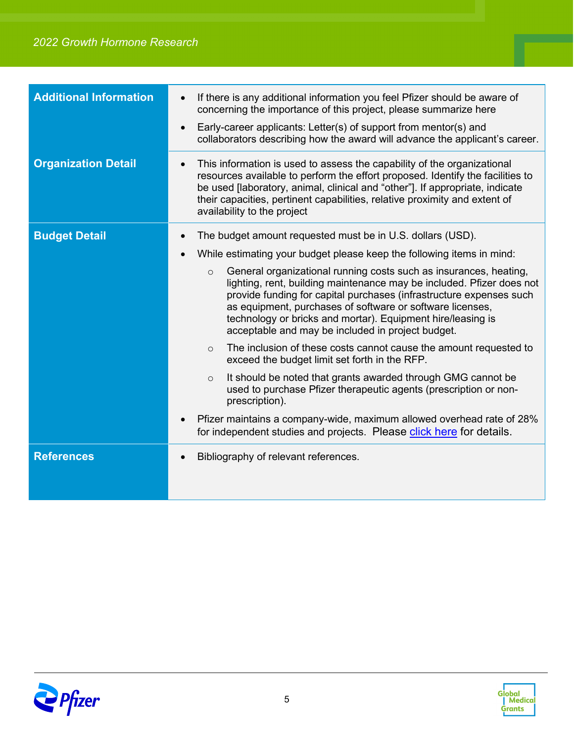| | |
|---|---|
| **Additional Information** | • If there is any additional information you feel Pfizer should be aware of concerning the importance of this project, please summarize here<br>• Early-career applicants: Letter(s) of support from mentor(s) and collaborators describing how the award will advance the applicant's career. |
| **Organization Detail** | • This information is used to assess the capability of the organizational resources available to perform the effort proposed. Identify the facilities to be used [laboratory, animal, clinical and "other"]. If appropriate, indicate their capacities, pertinent capabilities, relative proximity and extent of availability to the project |
| **Budget Detail** | • The budget amount requested must be in U.S. dollars (USD).<br>• While estimating your budget please keep the following items in mind:<br>&nbsp;&nbsp;&nbsp;&nbsp;○ General organizational running costs such as insurances, heating, lighting, rent, building maintenance may be included. Pfizer does not provide funding for capital purchases (infrastructure expenses such as equipment, purchases of software or software licenses, technology or bricks and mortar). Equipment hire/leasing is acceptable and may be included in project budget.<br>&nbsp;&nbsp;&nbsp;&nbsp;○ The inclusion of these costs cannot cause the amount requested to exceed the budget limit set forth in the RFP.<br>&nbsp;&nbsp;&nbsp;&nbsp;○ It should be noted that grants awarded through GMG cannot be used to purchase Pfizer therapeutic agents (prescription or non-prescription).<br>• Pfizer maintains a company-wide, maximum allowed overhead rate of 28% for independent studies and projects. Please click here for details. |
| **References** | • Bibliography of relevant references. |